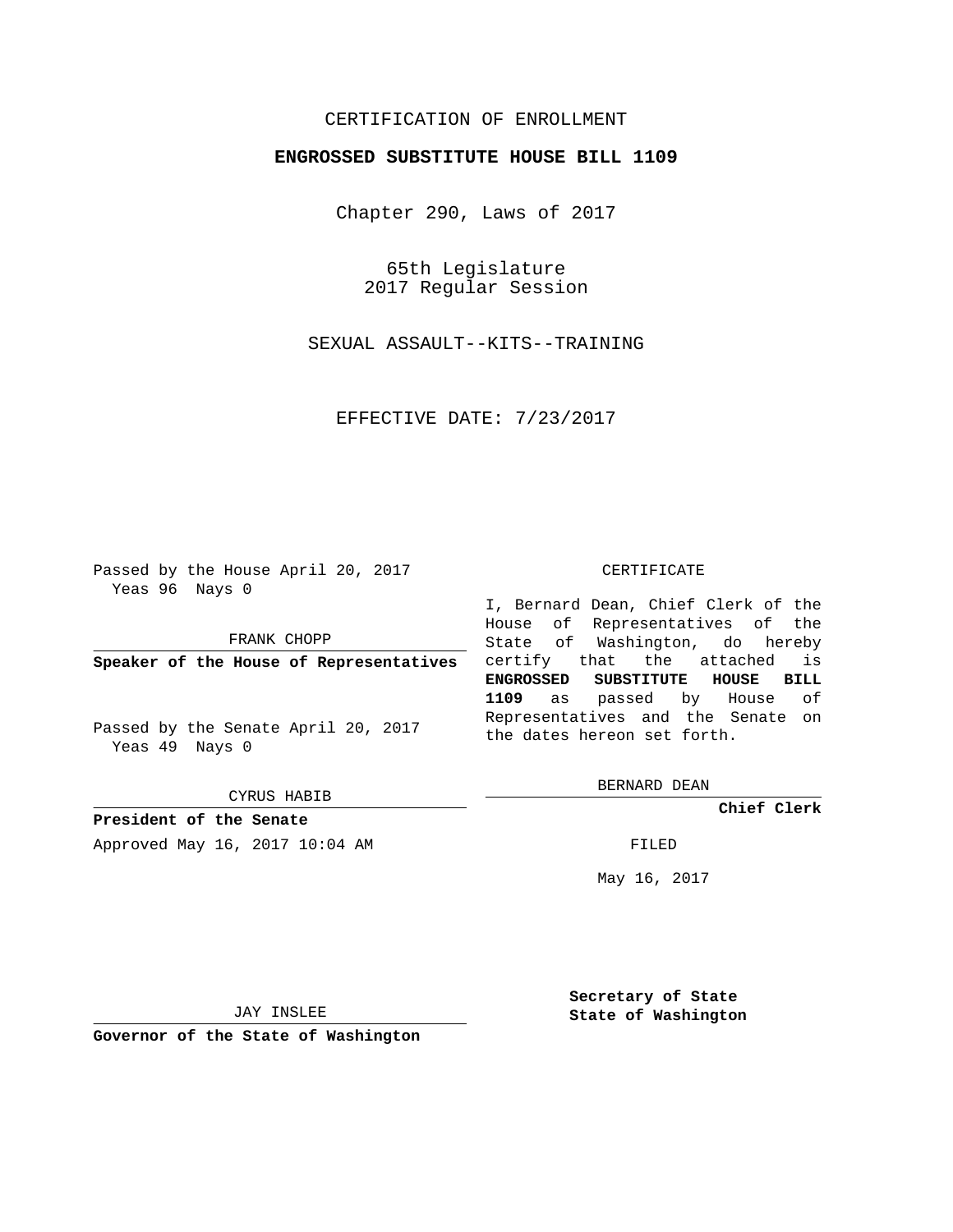CERTIFICATION OF ENROLLMENT

# ENGROSSED SUBSTITUTE HOUSE BILL 1109

Chapter 290, Laws of 2017

65th Legislature
2017 Regular Session

SEXUAL ASSAULT--KITS--TRAINING

EFFECTIVE DATE: 7/23/2017

Passed by the House April 20, 2017
Yeas 96 Nays 0

FRANK CHOPP

**Speaker of the House of Representatives**

Passed by the Senate April 20, 2017
Yeas 49 Nays 0

CYRUS HABIB

**President of the Senate**

Approved May 16, 2017 10:04 AM

JAY INSLEE

**Governor of the State of Washington**

CERTIFICATE

I, Bernard Dean, Chief Clerk of the House of Representatives of the State of Washington, do hereby certify that the attached is **ENGROSSED SUBSTITUTE HOUSE BILL 1109** as passed by House of Representatives and the Senate on the dates hereon set forth.

BERNARD DEAN

**Chief Clerk**

FILED

May 16, 2017

**Secretary of State**
**State of Washington**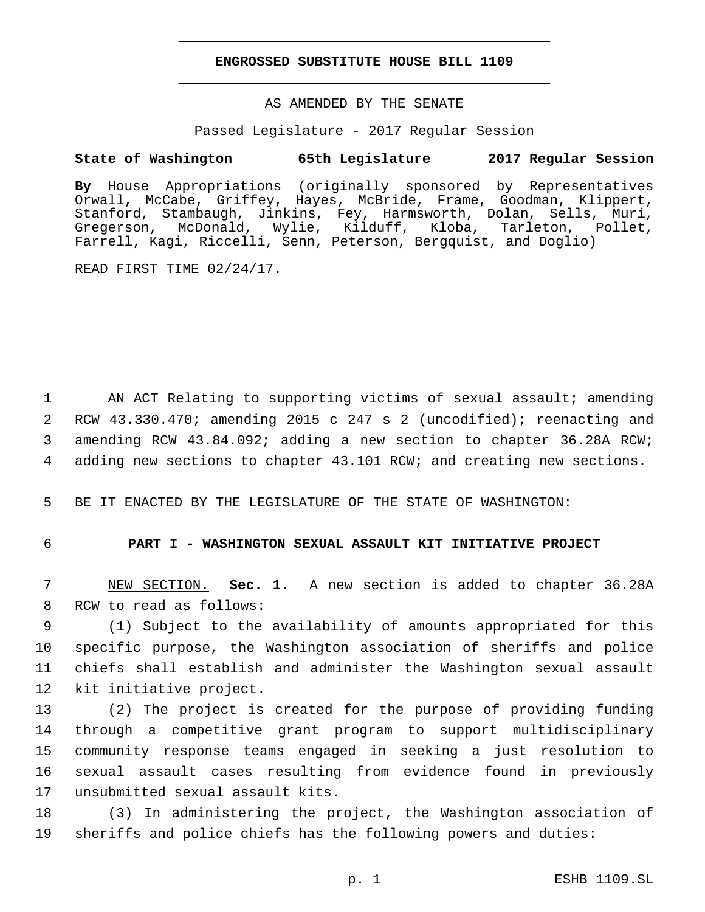# ENGROSSED SUBSTITUTE HOUSE BILL 1109

AS AMENDED BY THE SENATE

Passed Legislature - 2017 Regular Session

**State of Washington 65th Legislature 2017 Regular Session**

**By** House Appropriations (originally sponsored by Representatives Orwall, McCabe, Griffey, Hayes, McBride, Frame, Goodman, Klippert, Stanford, Stambaugh, Jinkins, Fey, Harmsworth, Dolan, Sells, Muri, Gregerson, McDonald, Wylie, Kilduff, Kloba, Tarleton, Pollet, Farrell, Kagi, Riccelli, Senn, Peterson, Bergquist, and Doglio)

READ FIRST TIME 02/24/17.

AN ACT Relating to supporting victims of sexual assault; amending RCW 43.330.470; amending 2015 c 247 s 2 (uncodified); reenacting and amending RCW 43.84.092; adding a new section to chapter 36.28A RCW; adding new sections to chapter 43.101 RCW; and creating new sections.

BE IT ENACTED BY THE LEGISLATURE OF THE STATE OF WASHINGTON:

## PART I - WASHINGTON SEXUAL ASSAULT KIT INITIATIVE PROJECT

NEW SECTION. **Sec. 1.** A new section is added to chapter 36.28A RCW to read as follows:

(1) Subject to the availability of amounts appropriated for this specific purpose, the Washington association of sheriffs and police chiefs shall establish and administer the Washington sexual assault kit initiative project.

(2) The project is created for the purpose of providing funding through a competitive grant program to support multidisciplinary community response teams engaged in seeking a just resolution to sexual assault cases resulting from evidence found in previously unsubmitted sexual assault kits.

(3) In administering the project, the Washington association of sheriffs and police chiefs has the following powers and duties: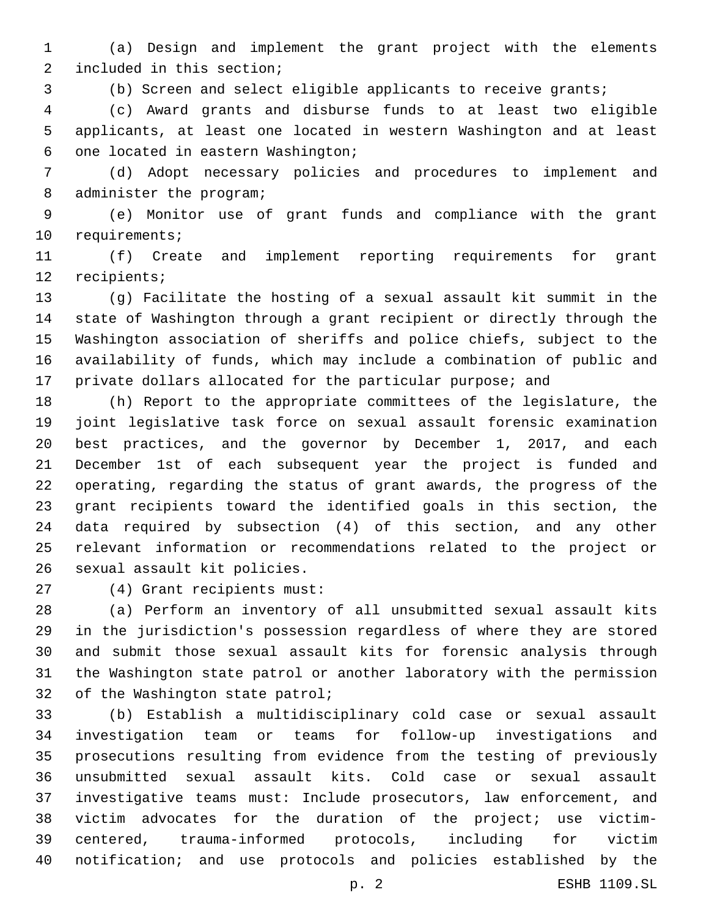(a) Design and implement the grant project with the elements included in this section;

(b) Screen and select eligible applicants to receive grants;

(c) Award grants and disburse funds to at least two eligible applicants, at least one located in western Washington and at least one located in eastern Washington;

(d) Adopt necessary policies and procedures to implement and administer the program;

(e) Monitor use of grant funds and compliance with the grant requirements;

(f) Create and implement reporting requirements for grant recipients;

(g) Facilitate the hosting of a sexual assault kit summit in the state of Washington through a grant recipient or directly through the Washington association of sheriffs and police chiefs, subject to the availability of funds, which may include a combination of public and private dollars allocated for the particular purpose; and

(h) Report to the appropriate committees of the legislature, the joint legislative task force on sexual assault forensic examination best practices, and the governor by December 1, 2017, and each December 1st of each subsequent year the project is funded and operating, regarding the status of grant awards, the progress of the grant recipients toward the identified goals in this section, the data required by subsection (4) of this section, and any other relevant information or recommendations related to the project or sexual assault kit policies.

(4) Grant recipients must:

(a) Perform an inventory of all unsubmitted sexual assault kits in the jurisdiction's possession regardless of where they are stored and submit those sexual assault kits for forensic analysis through the Washington state patrol or another laboratory with the permission of the Washington state patrol;

(b) Establish a multidisciplinary cold case or sexual assault investigation team or teams for follow-up investigations and prosecutions resulting from evidence from the testing of previously unsubmitted sexual assault kits. Cold case or sexual assault investigative teams must: Include prosecutors, law enforcement, and victim advocates for the duration of the project; use victim-centered, trauma-informed protocols, including for victim notification; and use protocols and policies established by the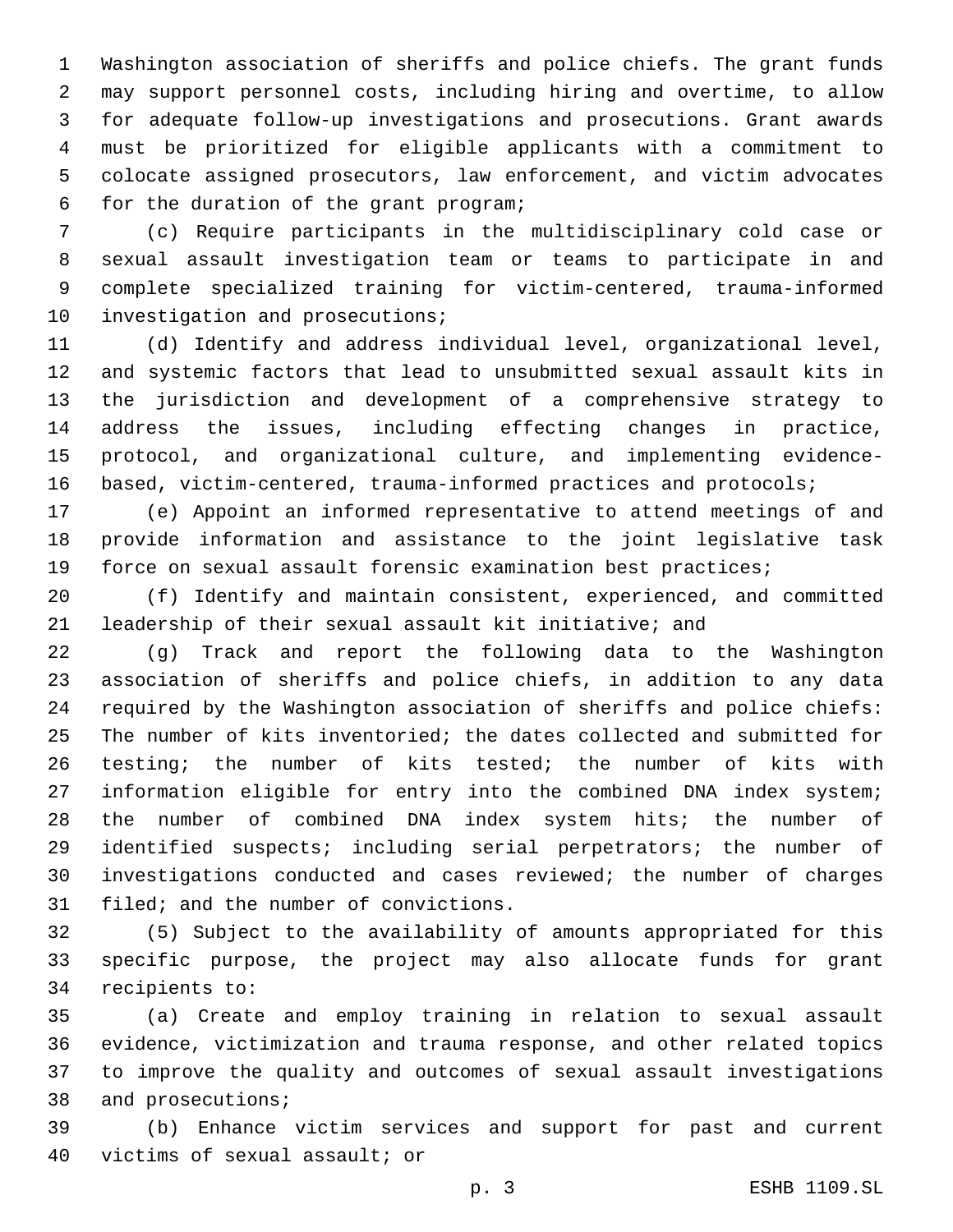Washington association of sheriffs and police chiefs. The grant funds may support personnel costs, including hiring and overtime, to allow for adequate follow-up investigations and prosecutions. Grant awards must be prioritized for eligible applicants with a commitment to colocate assigned prosecutors, law enforcement, and victim advocates for the duration of the grant program;

(c) Require participants in the multidisciplinary cold case or sexual assault investigation team or teams to participate in and complete specialized training for victim-centered, trauma-informed investigation and prosecutions;

(d) Identify and address individual level, organizational level, and systemic factors that lead to unsubmitted sexual assault kits in the jurisdiction and development of a comprehensive strategy to address the issues, including effecting changes in practice, protocol, and organizational culture, and implementing evidence-based, victim-centered, trauma-informed practices and protocols;

(e) Appoint an informed representative to attend meetings of and provide information and assistance to the joint legislative task force on sexual assault forensic examination best practices;

(f) Identify and maintain consistent, experienced, and committed leadership of their sexual assault kit initiative; and

(g) Track and report the following data to the Washington association of sheriffs and police chiefs, in addition to any data required by the Washington association of sheriffs and police chiefs: The number of kits inventoried; the dates collected and submitted for testing; the number of kits tested; the number of kits with information eligible for entry into the combined DNA index system; the number of combined DNA index system hits; the number of identified suspects; including serial perpetrators; the number of investigations conducted and cases reviewed; the number of charges filed; and the number of convictions.

(5) Subject to the availability of amounts appropriated for this specific purpose, the project may also allocate funds for grant recipients to:

(a) Create and employ training in relation to sexual assault evidence, victimization and trauma response, and other related topics to improve the quality and outcomes of sexual assault investigations and prosecutions;

(b) Enhance victim services and support for past and current victims of sexual assault; or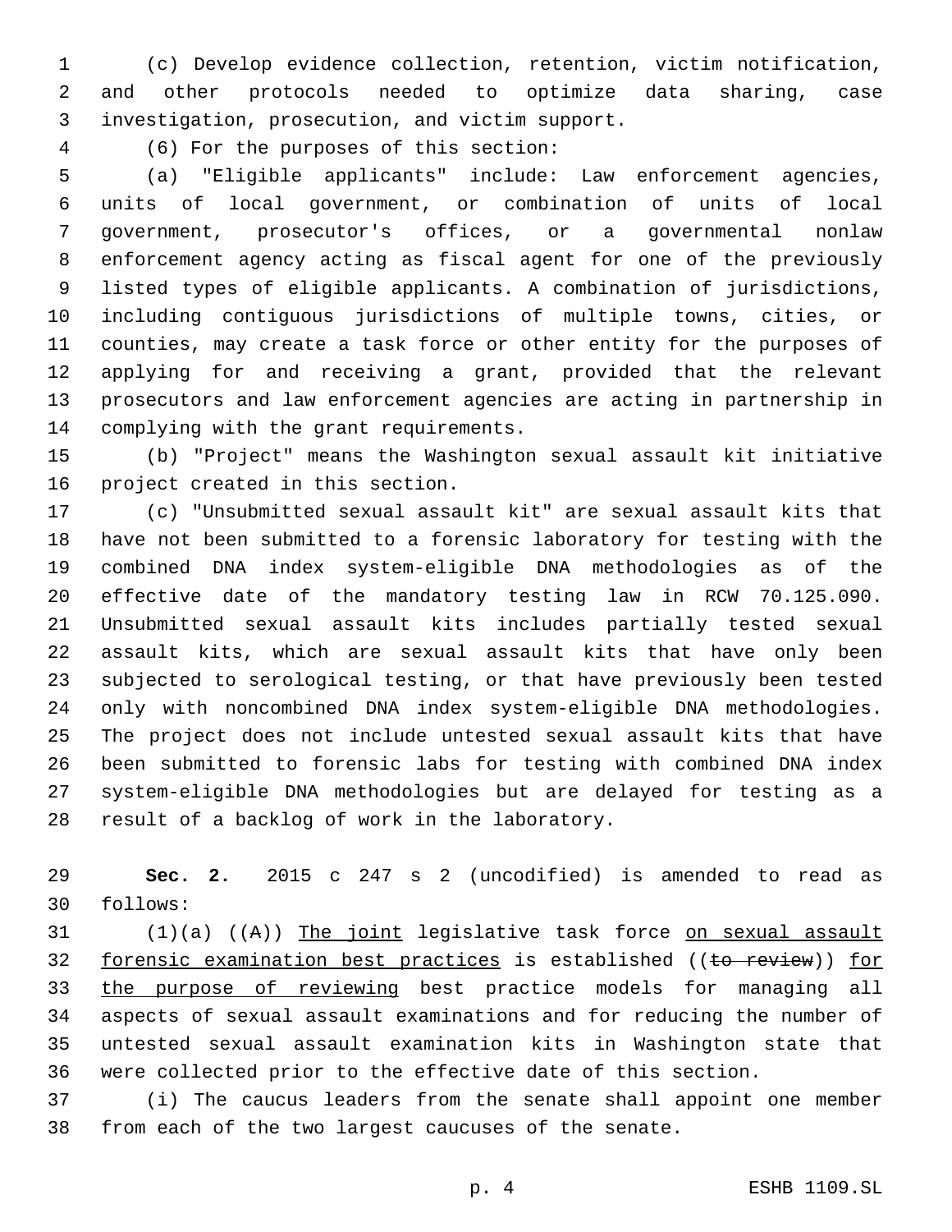(c) Develop evidence collection, retention, victim notification, and other protocols needed to optimize data sharing, case investigation, prosecution, and victim support.

(6) For the purposes of this section:

(a) "Eligible applicants" include: Law enforcement agencies, units of local government, or combination of units of local government, prosecutor's offices, or a governmental nonlaw enforcement agency acting as fiscal agent for one of the previously listed types of eligible applicants. A combination of jurisdictions, including contiguous jurisdictions of multiple towns, cities, or counties, may create a task force or other entity for the purposes of applying for and receiving a grant, provided that the relevant prosecutors and law enforcement agencies are acting in partnership in complying with the grant requirements.

(b) "Project" means the Washington sexual assault kit initiative project created in this section.

(c) "Unsubmitted sexual assault kit" are sexual assault kits that have not been submitted to a forensic laboratory for testing with the combined DNA index system-eligible DNA methodologies as of the effective date of the mandatory testing law in RCW 70.125.090. Unsubmitted sexual assault kits includes partially tested sexual assault kits, which are sexual assault kits that have only been subjected to serological testing, or that have previously been tested only with noncombined DNA index system-eligible DNA methodologies. The project does not include untested sexual assault kits that have been submitted to forensic labs for testing with combined DNA index system-eligible DNA methodologies but are delayed for testing as a result of a backlog of work in the laboratory.

**Sec. 2.** 2015 c 247 s 2 (uncodified) is amended to read as follows:

(1)(a) ((A)) The joint legislative task force on sexual assault forensic examination best practices is established ((to review)) for the purpose of reviewing best practice models for managing all aspects of sexual assault examinations and for reducing the number of untested sexual assault examination kits in Washington state that were collected prior to the effective date of this section.

(i) The caucus leaders from the senate shall appoint one member from each of the two largest caucuses of the senate.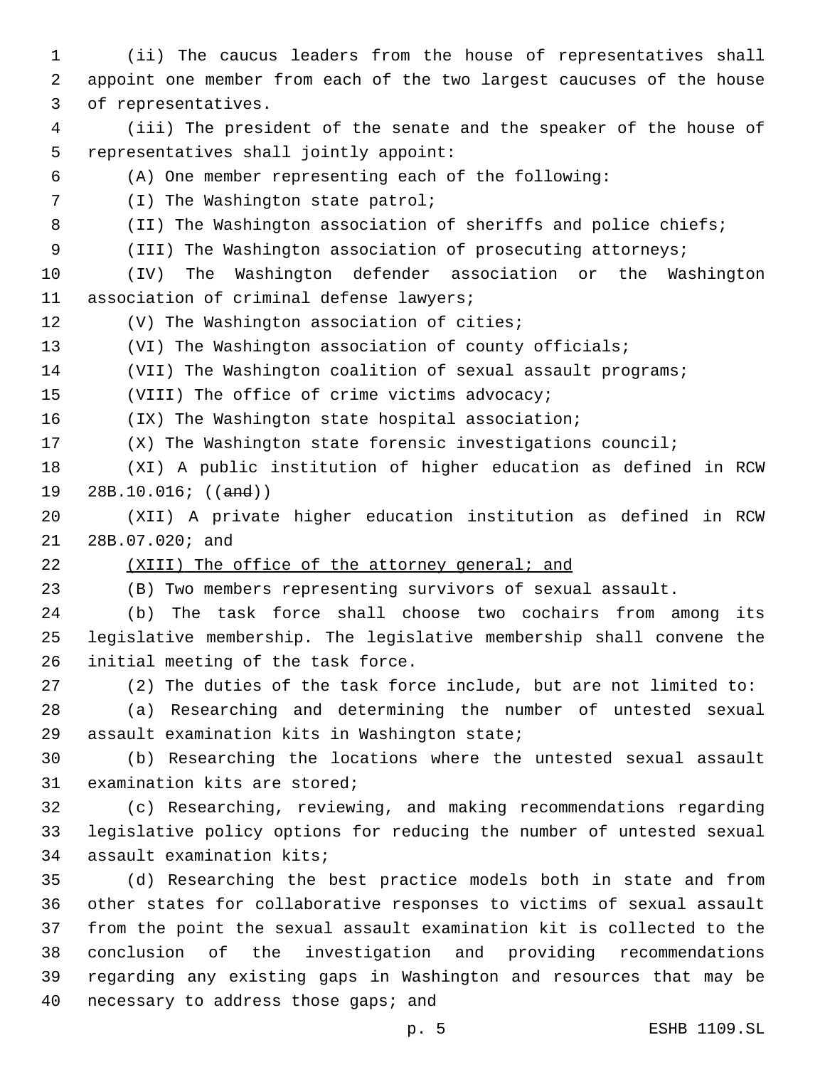(ii) The caucus leaders from the house of representatives shall appoint one member from each of the two largest caucuses of the house of representatives.

(iii) The president of the senate and the speaker of the house of representatives shall jointly appoint:

(A) One member representing each of the following:

(I) The Washington state patrol;

(II) The Washington association of sheriffs and police chiefs;

(III) The Washington association of prosecuting attorneys;

(IV) The Washington defender association or the Washington association of criminal defense lawyers;

(V) The Washington association of cities;

(VI) The Washington association of county officials;

(VII) The Washington coalition of sexual assault programs;

(VIII) The office of crime victims advocacy;

(IX) The Washington state hospital association;

(X) The Washington state forensic investigations council;

(XI) A public institution of higher education as defined in RCW 28B.10.016; ((~~and~~))

(XII) A private higher education institution as defined in RCW 28B.07.020; and

<u>(XIII) The office of the attorney general; and</u>

(B) Two members representing survivors of sexual assault.

(b) The task force shall choose two cochairs from among its legislative membership. The legislative membership shall convene the initial meeting of the task force.

(2) The duties of the task force include, but are not limited to:

(a) Researching and determining the number of untested sexual assault examination kits in Washington state;

(b) Researching the locations where the untested sexual assault examination kits are stored;

(c) Researching, reviewing, and making recommendations regarding legislative policy options for reducing the number of untested sexual assault examination kits;

(d) Researching the best practice models both in state and from other states for collaborative responses to victims of sexual assault from the point the sexual assault examination kit is collected to the conclusion of the investigation and providing recommendations regarding any existing gaps in Washington and resources that may be necessary to address those gaps; and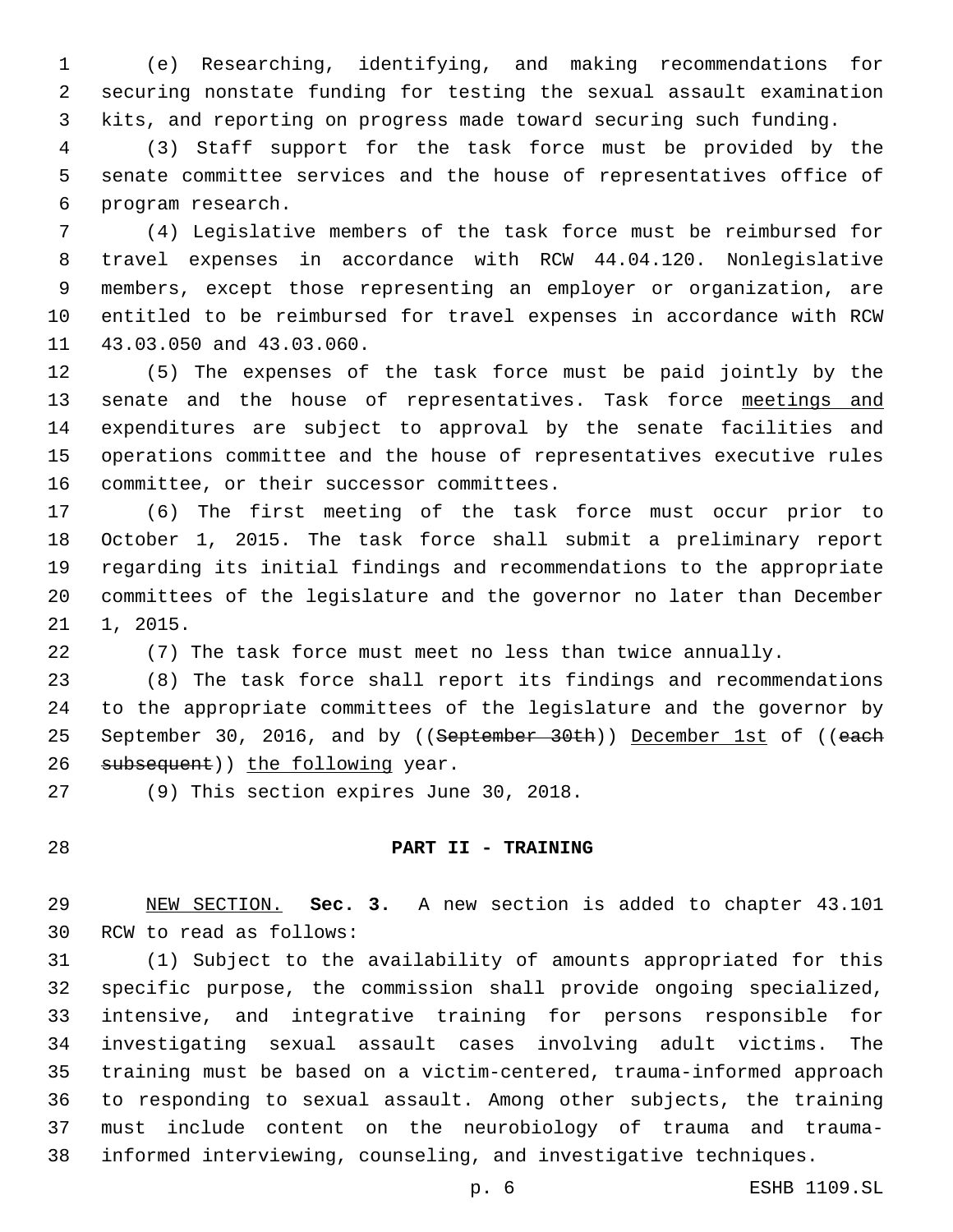(e) Researching, identifying, and making recommendations for securing nonstate funding for testing the sexual assault examination kits, and reporting on progress made toward securing such funding.

(3) Staff support for the task force must be provided by the senate committee services and the house of representatives office of program research.

(4) Legislative members of the task force must be reimbursed for travel expenses in accordance with RCW 44.04.120. Nonlegislative members, except those representing an employer or organization, are entitled to be reimbursed for travel expenses in accordance with RCW 43.03.050 and 43.03.060.

(5) The expenses of the task force must be paid jointly by the senate and the house of representatives. Task force meetings and expenditures are subject to approval by the senate facilities and operations committee and the house of representatives executive rules committee, or their successor committees.

(6) The first meeting of the task force must occur prior to October 1, 2015. The task force shall submit a preliminary report regarding its initial findings and recommendations to the appropriate committees of the legislature and the governor no later than December 1, 2015.

(7) The task force must meet no less than twice annually.

(8) The task force shall report its findings and recommendations to the appropriate committees of the legislature and the governor by September 30, 2016, and by ((~~September 30th~~)) December 1st of ((~~each subsequent~~)) the following year.

(9) This section expires June 30, 2018.

## PART II - TRAINING

NEW SECTION. **Sec. 3.** A new section is added to chapter 43.101 RCW to read as follows:

(1) Subject to the availability of amounts appropriated for this specific purpose, the commission shall provide ongoing specialized, intensive, and integrative training for persons responsible for investigating sexual assault cases involving adult victims. The training must be based on a victim-centered, trauma-informed approach to responding to sexual assault. Among other subjects, the training must include content on the neurobiology of trauma and trauma-informed interviewing, counseling, and investigative techniques.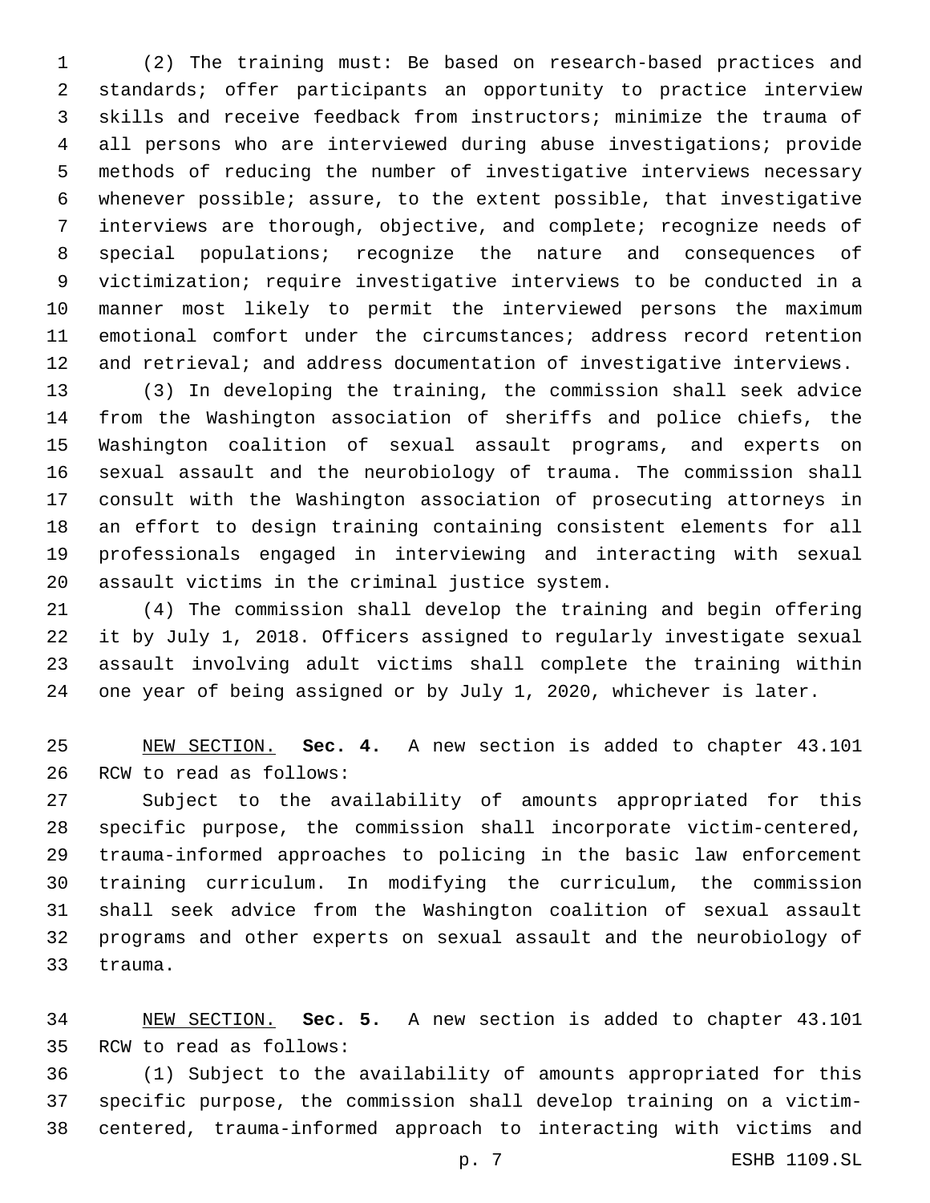(2) The training must: Be based on research-based practices and standards; offer participants an opportunity to practice interview skills and receive feedback from instructors; minimize the trauma of all persons who are interviewed during abuse investigations; provide methods of reducing the number of investigative interviews necessary whenever possible; assure, to the extent possible, that investigative interviews are thorough, objective, and complete; recognize needs of special populations; recognize the nature and consequences of victimization; require investigative interviews to be conducted in a manner most likely to permit the interviewed persons the maximum emotional comfort under the circumstances; address record retention and retrieval; and address documentation of investigative interviews.

(3) In developing the training, the commission shall seek advice from the Washington association of sheriffs and police chiefs, the Washington coalition of sexual assault programs, and experts on sexual assault and the neurobiology of trauma. The commission shall consult with the Washington association of prosecuting attorneys in an effort to design training containing consistent elements for all professionals engaged in interviewing and interacting with sexual assault victims in the criminal justice system.

(4) The commission shall develop the training and begin offering it by July 1, 2018. Officers assigned to regularly investigate sexual assault involving adult victims shall complete the training within one year of being assigned or by July 1, 2020, whichever is later.

NEW SECTION. **Sec. 4.** A new section is added to chapter 43.101 RCW to read as follows:

Subject to the availability of amounts appropriated for this specific purpose, the commission shall incorporate victim-centered, trauma-informed approaches to policing in the basic law enforcement training curriculum. In modifying the curriculum, the commission shall seek advice from the Washington coalition of sexual assault programs and other experts on sexual assault and the neurobiology of trauma.

NEW SECTION. **Sec. 5.** A new section is added to chapter 43.101 RCW to read as follows:

(1) Subject to the availability of amounts appropriated for this specific purpose, the commission shall develop training on a victim-centered, trauma-informed approach to interacting with victims and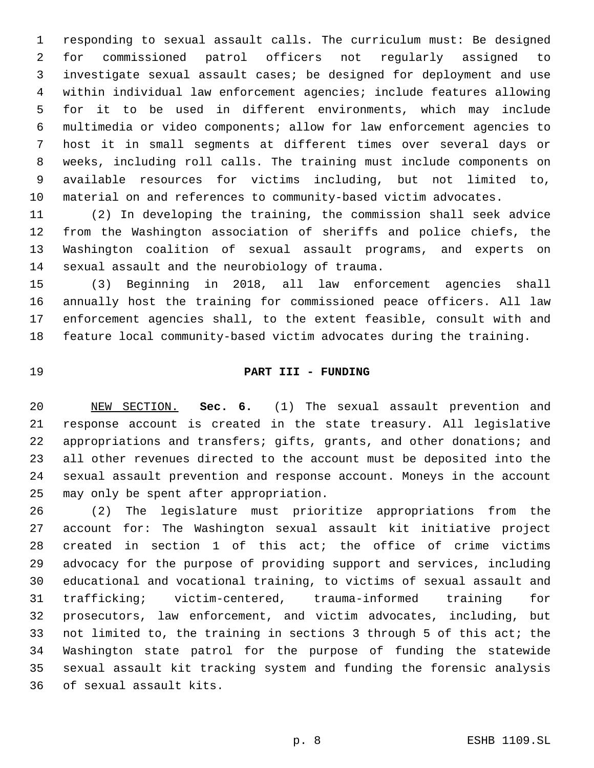responding to sexual assault calls. The curriculum must: Be designed for commissioned patrol officers not regularly assigned to investigate sexual assault cases; be designed for deployment and use within individual law enforcement agencies; include features allowing for it to be used in different environments, which may include multimedia or video components; allow for law enforcement agencies to host it in small segments at different times over several days or weeks, including roll calls. The training must include components on available resources for victims including, but not limited to, material on and references to community-based victim advocates.

(2) In developing the training, the commission shall seek advice from the Washington association of sheriffs and police chiefs, the Washington coalition of sexual assault programs, and experts on sexual assault and the neurobiology of trauma.

(3) Beginning in 2018, all law enforcement agencies shall annually host the training for commissioned peace officers. All law enforcement agencies shall, to the extent feasible, consult with and feature local community-based victim advocates during the training.

## PART III - FUNDING

NEW SECTION. **Sec. 6.** (1) The sexual assault prevention and response account is created in the state treasury. All legislative appropriations and transfers; gifts, grants, and other donations; and all other revenues directed to the account must be deposited into the sexual assault prevention and response account. Moneys in the account may only be spent after appropriation.

(2) The legislature must prioritize appropriations from the account for: The Washington sexual assault kit initiative project created in section 1 of this act; the office of crime victims advocacy for the purpose of providing support and services, including educational and vocational training, to victims of sexual assault and trafficking; victim-centered, trauma-informed training for prosecutors, law enforcement, and victim advocates, including, but not limited to, the training in sections 3 through 5 of this act; the Washington state patrol for the purpose of funding the statewide sexual assault kit tracking system and funding the forensic analysis of sexual assault kits.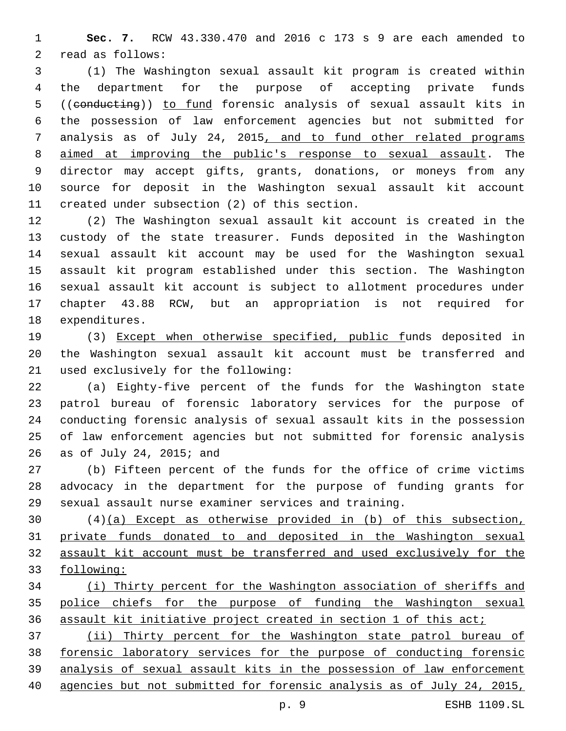**Sec. 7.** RCW 43.330.470 and 2016 c 173 s 9 are each amended to read as follows:

(1) The Washington sexual assault kit program is created within the department for the purpose of accepting private funds ((~~conducting~~)) to fund forensic analysis of sexual assault kits in the possession of law enforcement agencies but not submitted for analysis as of July 24, 2015, and to fund other related programs aimed at improving the public's response to sexual assault. The director may accept gifts, grants, donations, or moneys from any source for deposit in the Washington sexual assault kit account created under subsection (2) of this section.

(2) The Washington sexual assault kit account is created in the custody of the state treasurer. Funds deposited in the Washington sexual assault kit account may be used for the Washington sexual assault kit program established under this section. The Washington sexual assault kit account is subject to allotment procedures under chapter 43.88 RCW, but an appropriation is not required for expenditures.

(3) Except when otherwise specified, public funds deposited in the Washington sexual assault kit account must be transferred and used exclusively for the following:

(a) Eighty-five percent of the funds for the Washington state patrol bureau of forensic laboratory services for the purpose of conducting forensic analysis of sexual assault kits in the possession of law enforcement agencies but not submitted for forensic analysis as of July 24, 2015; and

(b) Fifteen percent of the funds for the office of crime victims advocacy in the department for the purpose of funding grants for sexual assault nurse examiner services and training.

(4)(a) Except as otherwise provided in (b) of this subsection, private funds donated to and deposited in the Washington sexual assault kit account must be transferred and used exclusively for the following:

(i) Thirty percent for the Washington association of sheriffs and police chiefs for the purpose of funding the Washington sexual assault kit initiative project created in section 1 of this act;

(ii) Thirty percent for the Washington state patrol bureau of forensic laboratory services for the purpose of conducting forensic analysis of sexual assault kits in the possession of law enforcement agencies but not submitted for forensic analysis as of July 24, 2015,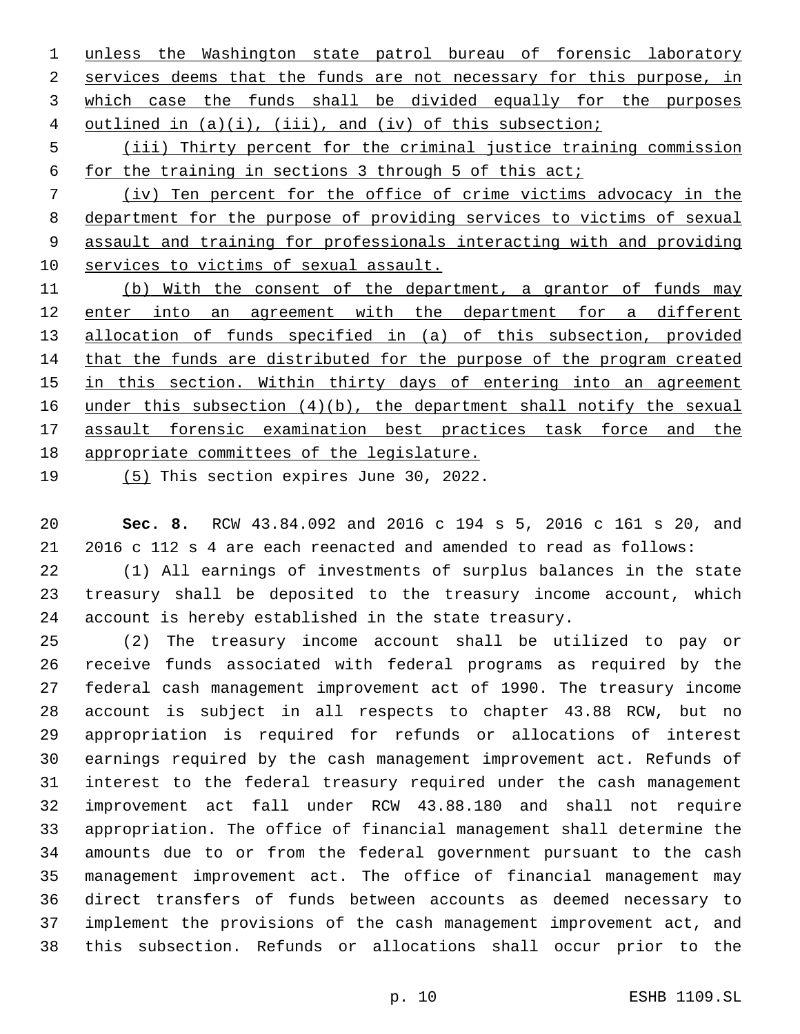unless the Washington state patrol bureau of forensic laboratory services deems that the funds are not necessary for this purpose, in which case the funds shall be divided equally for the purposes outlined in (a)(i), (iii), and (iv) of this subsection;

(iii) Thirty percent for the criminal justice training commission for the training in sections 3 through 5 of this act;

(iv) Ten percent for the office of crime victims advocacy in the department for the purpose of providing services to victims of sexual assault and training for professionals interacting with and providing services to victims of sexual assault.

(b) With the consent of the department, a grantor of funds may enter into an agreement with the department for a different allocation of funds specified in (a) of this subsection, provided that the funds are distributed for the purpose of the program created in this section. Within thirty days of entering into an agreement under this subsection (4)(b), the department shall notify the sexual assault forensic examination best practices task force and the appropriate committees of the legislature.

(5) This section expires June 30, 2022.

**Sec. 8.** RCW 43.84.092 and 2016 c 194 s 5, 2016 c 161 s 20, and 2016 c 112 s 4 are each reenacted and amended to read as follows:

(1) All earnings of investments of surplus balances in the state treasury shall be deposited to the treasury income account, which account is hereby established in the state treasury.

(2) The treasury income account shall be utilized to pay or receive funds associated with federal programs as required by the federal cash management improvement act of 1990. The treasury income account is subject in all respects to chapter 43.88 RCW, but no appropriation is required for refunds or allocations of interest earnings required by the cash management improvement act. Refunds of interest to the federal treasury required under the cash management improvement act fall under RCW 43.88.180 and shall not require appropriation. The office of financial management shall determine the amounts due to or from the federal government pursuant to the cash management improvement act. The office of financial management may direct transfers of funds between accounts as deemed necessary to implement the provisions of the cash management improvement act, and this subsection. Refunds or allocations shall occur prior to the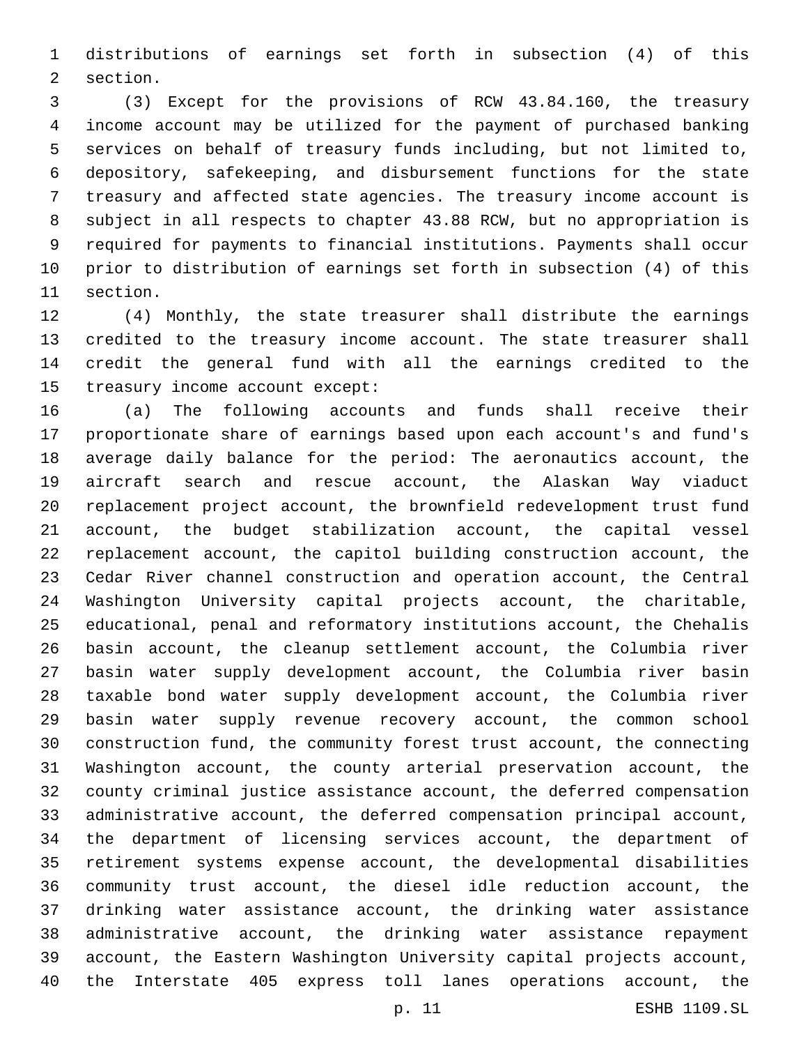distributions of earnings set forth in subsection (4) of this section.

(3) Except for the provisions of RCW 43.84.160, the treasury income account may be utilized for the payment of purchased banking services on behalf of treasury funds including, but not limited to, depository, safekeeping, and disbursement functions for the state treasury and affected state agencies. The treasury income account is subject in all respects to chapter 43.88 RCW, but no appropriation is required for payments to financial institutions. Payments shall occur prior to distribution of earnings set forth in subsection (4) of this section.

(4) Monthly, the state treasurer shall distribute the earnings credited to the treasury income account. The state treasurer shall credit the general fund with all the earnings credited to the treasury income account except:

(a) The following accounts and funds shall receive their proportionate share of earnings based upon each account's and fund's average daily balance for the period: The aeronautics account, the aircraft search and rescue account, the Alaskan Way viaduct replacement project account, the brownfield redevelopment trust fund account, the budget stabilization account, the capital vessel replacement account, the capitol building construction account, the Cedar River channel construction and operation account, the Central Washington University capital projects account, the charitable, educational, penal and reformatory institutions account, the Chehalis basin account, the cleanup settlement account, the Columbia river basin water supply development account, the Columbia river basin taxable bond water supply development account, the Columbia river basin water supply revenue recovery account, the common school construction fund, the community forest trust account, the connecting Washington account, the county arterial preservation account, the county criminal justice assistance account, the deferred compensation administrative account, the deferred compensation principal account, the department of licensing services account, the department of retirement systems expense account, the developmental disabilities community trust account, the diesel idle reduction account, the drinking water assistance account, the drinking water assistance administrative account, the drinking water assistance repayment account, the Eastern Washington University capital projects account, the Interstate 405 express toll lanes operations account, the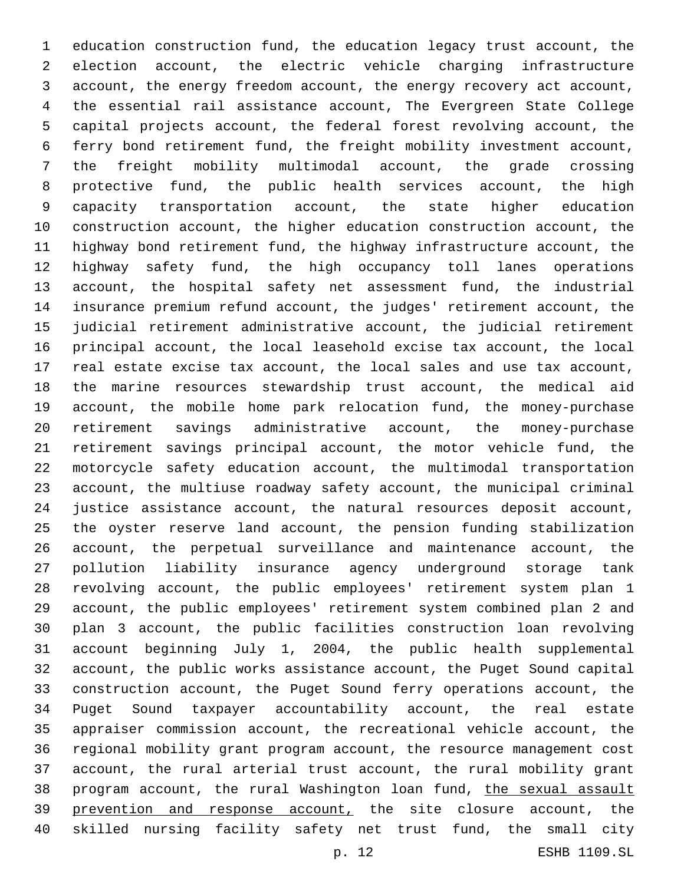education construction fund, the education legacy trust account, the election account, the electric vehicle charging infrastructure account, the energy freedom account, the energy recovery act account, the essential rail assistance account, The Evergreen State College capital projects account, the federal forest revolving account, the ferry bond retirement fund, the freight mobility investment account, the freight mobility multimodal account, the grade crossing protective fund, the public health services account, the high capacity transportation account, the state higher education construction account, the higher education construction account, the highway bond retirement fund, the highway infrastructure account, the highway safety fund, the high occupancy toll lanes operations account, the hospital safety net assessment fund, the industrial insurance premium refund account, the judges' retirement account, the judicial retirement administrative account, the judicial retirement principal account, the local leasehold excise tax account, the local real estate excise tax account, the local sales and use tax account, the marine resources stewardship trust account, the medical aid account, the mobile home park relocation fund, the money-purchase retirement savings administrative account, the money-purchase retirement savings principal account, the motor vehicle fund, the motorcycle safety education account, the multimodal transportation account, the multiuse roadway safety account, the municipal criminal justice assistance account, the natural resources deposit account, the oyster reserve land account, the pension funding stabilization account, the perpetual surveillance and maintenance account, the pollution liability insurance agency underground storage tank revolving account, the public employees' retirement system plan 1 account, the public employees' retirement system combined plan 2 and plan 3 account, the public facilities construction loan revolving account beginning July 1, 2004, the public health supplemental account, the public works assistance account, the Puget Sound capital construction account, the Puget Sound ferry operations account, the Puget Sound taxpayer accountability account, the real estate appraiser commission account, the recreational vehicle account, the regional mobility grant program account, the resource management cost account, the rural arterial trust account, the rural mobility grant program account, the rural Washington loan fund, <u>the sexual assault prevention and response account,</u> the site closure account, the skilled nursing facility safety net trust fund, the small city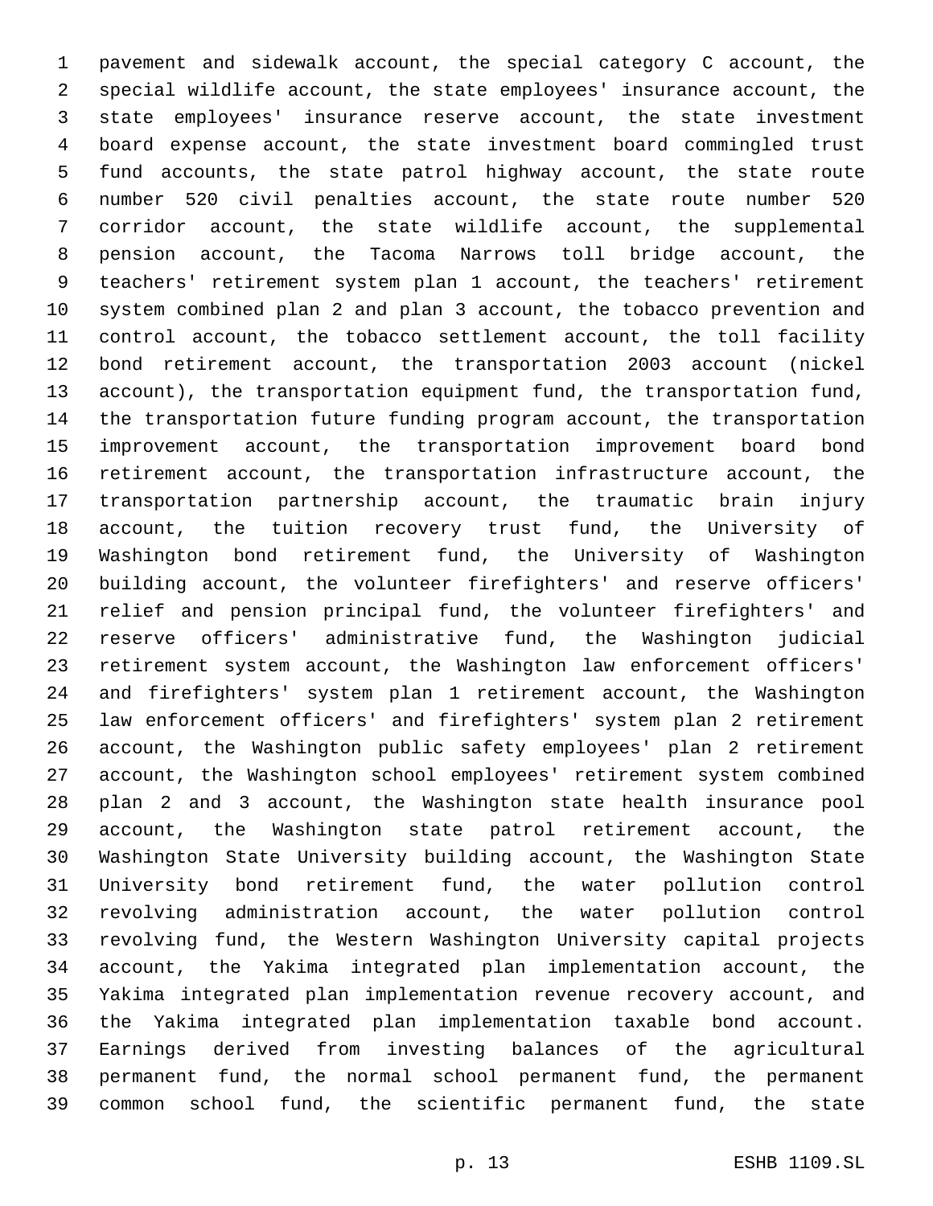pavement and sidewalk account, the special category C account, the special wildlife account, the state employees' insurance account, the state employees' insurance reserve account, the state investment board expense account, the state investment board commingled trust fund accounts, the state patrol highway account, the state route number 520 civil penalties account, the state route number 520 corridor account, the state wildlife account, the supplemental pension account, the Tacoma Narrows toll bridge account, the teachers' retirement system plan 1 account, the teachers' retirement system combined plan 2 and plan 3 account, the tobacco prevention and control account, the tobacco settlement account, the toll facility bond retirement account, the transportation 2003 account (nickel account), the transportation equipment fund, the transportation fund, the transportation future funding program account, the transportation improvement account, the transportation improvement board bond retirement account, the transportation infrastructure account, the transportation partnership account, the traumatic brain injury account, the tuition recovery trust fund, the University of Washington bond retirement fund, the University of Washington building account, the volunteer firefighters' and reserve officers' relief and pension principal fund, the volunteer firefighters' and reserve officers' administrative fund, the Washington judicial retirement system account, the Washington law enforcement officers' and firefighters' system plan 1 retirement account, the Washington law enforcement officers' and firefighters' system plan 2 retirement account, the Washington public safety employees' plan 2 retirement account, the Washington school employees' retirement system combined plan 2 and 3 account, the Washington state health insurance pool account, the Washington state patrol retirement account, the Washington State University building account, the Washington State University bond retirement fund, the water pollution control revolving administration account, the water pollution control revolving fund, the Western Washington University capital projects account, the Yakima integrated plan implementation account, the Yakima integrated plan implementation revenue recovery account, and the Yakima integrated plan implementation taxable bond account. Earnings derived from investing balances of the agricultural permanent fund, the normal school permanent fund, the permanent common school fund, the scientific permanent fund, the state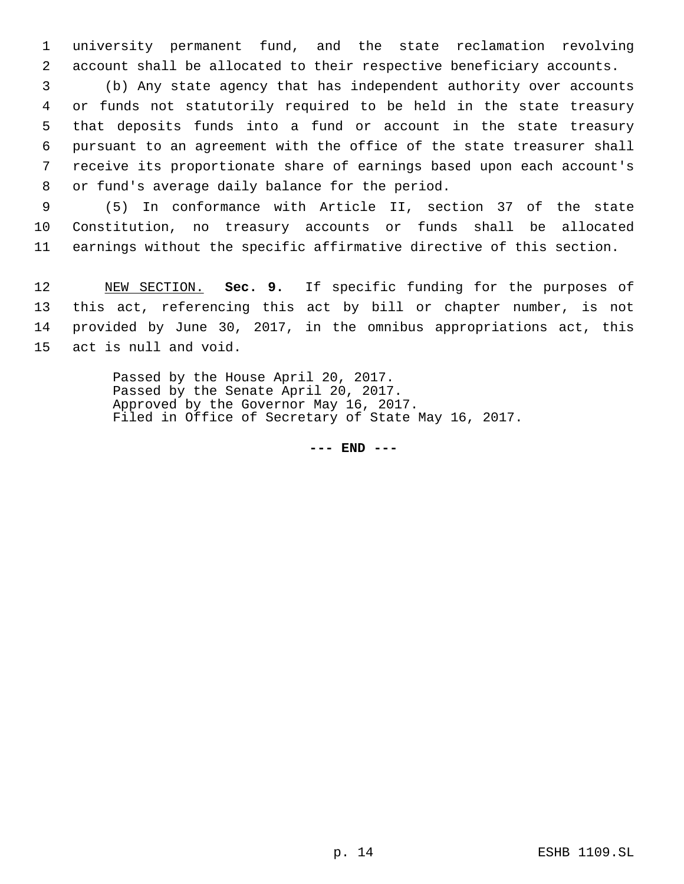university permanent fund, and the state reclamation revolving account shall be allocated to their respective beneficiary accounts.

(b) Any state agency that has independent authority over accounts or funds not statutorily required to be held in the state treasury that deposits funds into a fund or account in the state treasury pursuant to an agreement with the office of the state treasurer shall receive its proportionate share of earnings based upon each account's or fund's average daily balance for the period.

(5) In conformance with Article II, section 37 of the state Constitution, no treasury accounts or funds shall be allocated earnings without the specific affirmative directive of this section.

NEW SECTION. **Sec. 9.** If specific funding for the purposes of this act, referencing this act by bill or chapter number, is not provided by June 30, 2017, in the omnibus appropriations act, this act is null and void.

Passed by the House April 20, 2017.
Passed by the Senate April 20, 2017.
Approved by the Governor May 16, 2017.
Filed in Office of Secretary of State May 16, 2017.

**--- END ---**